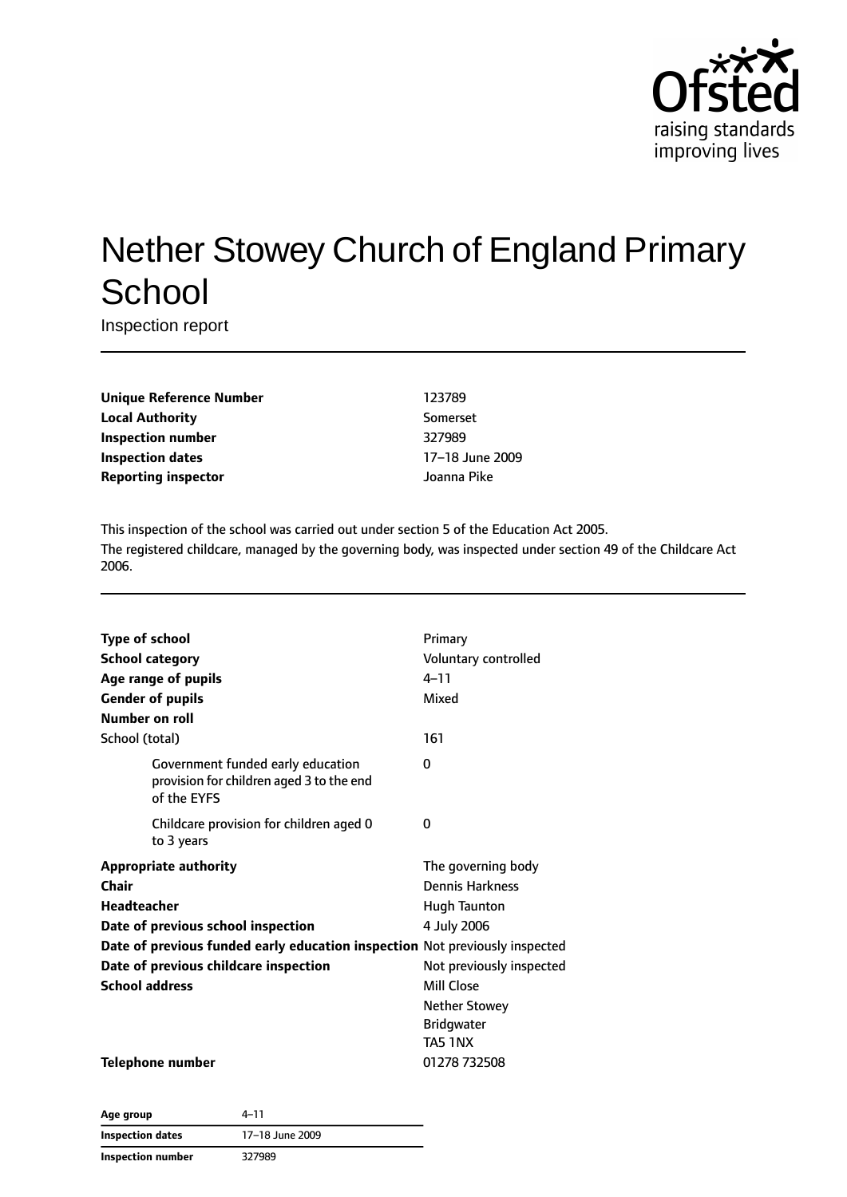# Nether Stowey Church of England Primary School

Inspection report

| | |
|---|---|
| **Unique Reference Number** | 123789 |
| **Local Authority** | Somerset |
| **Inspection number** | 327989 |
| **Inspection dates** | 17–18 June 2009 |
| **Reporting inspector** | Joanna Pike |

This inspection of the school was carried out under section 5 of the Education Act 2005.

The registered childcare, managed by the governing body, was inspected under section 49 of the Childcare Act 2006.

| | |
|---|---|
| **Type of school** | Primary |
| **School category** | Voluntary controlled |
| **Age range of pupils** | 4–11 |
| **Gender of pupils** | Mixed |
| **Number on roll** | |
| School (total) | 161 |
| Government funded early education provision for children aged 3 to the end of the EYFS | 0 |
| Childcare provision for children aged 0 to 3 years | 0 |
| **Appropriate authority** | The governing body |
| **Chair** | Dennis Harkness |
| **Headteacher** | Hugh Taunton |
| **Date of previous school inspection** | 4 July 2006 |
| **Date of previous funded early education inspection** | Not previously inspected |
| **Date of previous childcare inspection** | Not previously inspected |
| **School address** | Mill Close<br>Nether Stowey<br>Bridgwater<br>TA5 1NX |
| **Telephone number** | 01278 732508 |

| | |
|---|---|
| **Age group** | 4–11 |
| **Inspection dates** | 17–18 June 2009 |
| **Inspection number** | 327989 |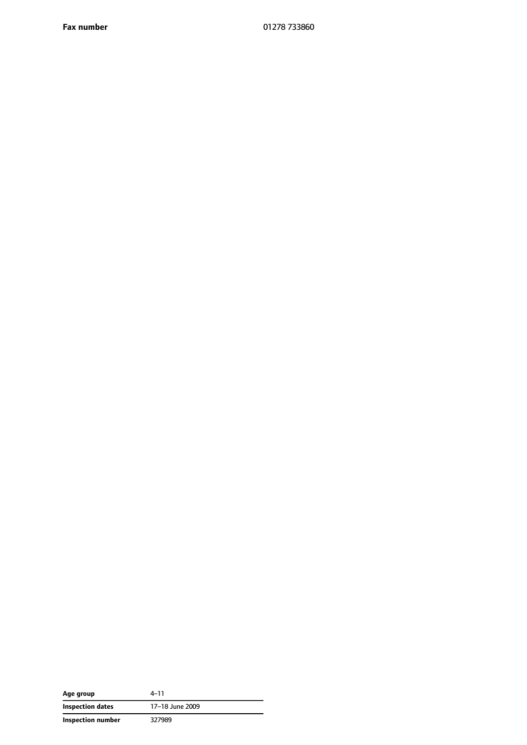| | |
|---|---|
| **Fax number** | 01278 733860 |

| | |
|---|---|
| **Age group** | 4–11 |
| **Inspection dates** | 17–18 June 2009 |
| **Inspection number** | 327989 |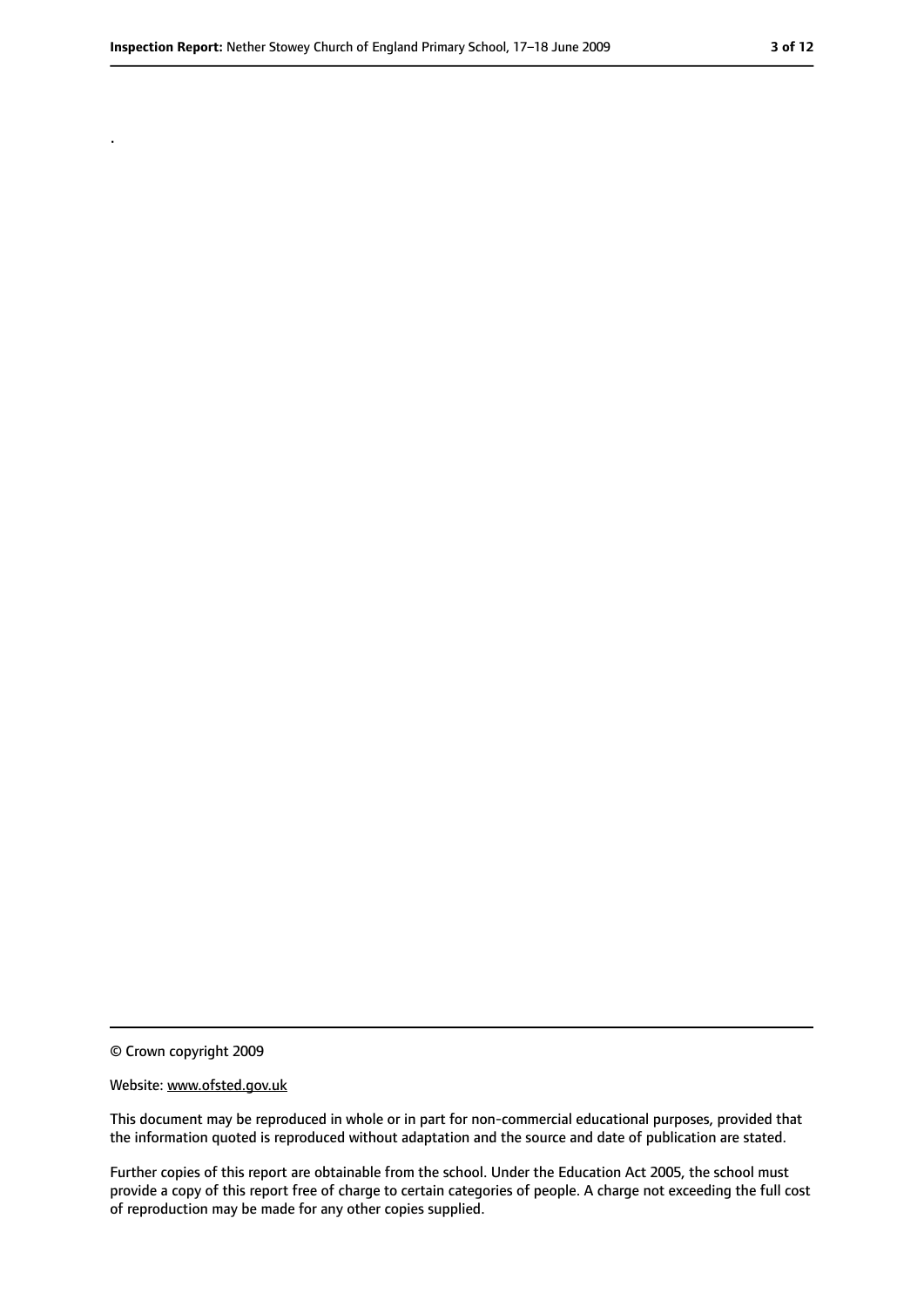.

---

© Crown copyright 2009

Website: www.ofsted.gov.uk

This document may be reproduced in whole or in part for non-commercial educational purposes, provided that the information quoted is reproduced without adaptation and the source and date of publication are stated.

Further copies of this report are obtainable from the school. Under the Education Act 2005, the school must provide a copy of this report free of charge to certain categories of people. A charge not exceeding the full cost of reproduction may be made for any other copies supplied.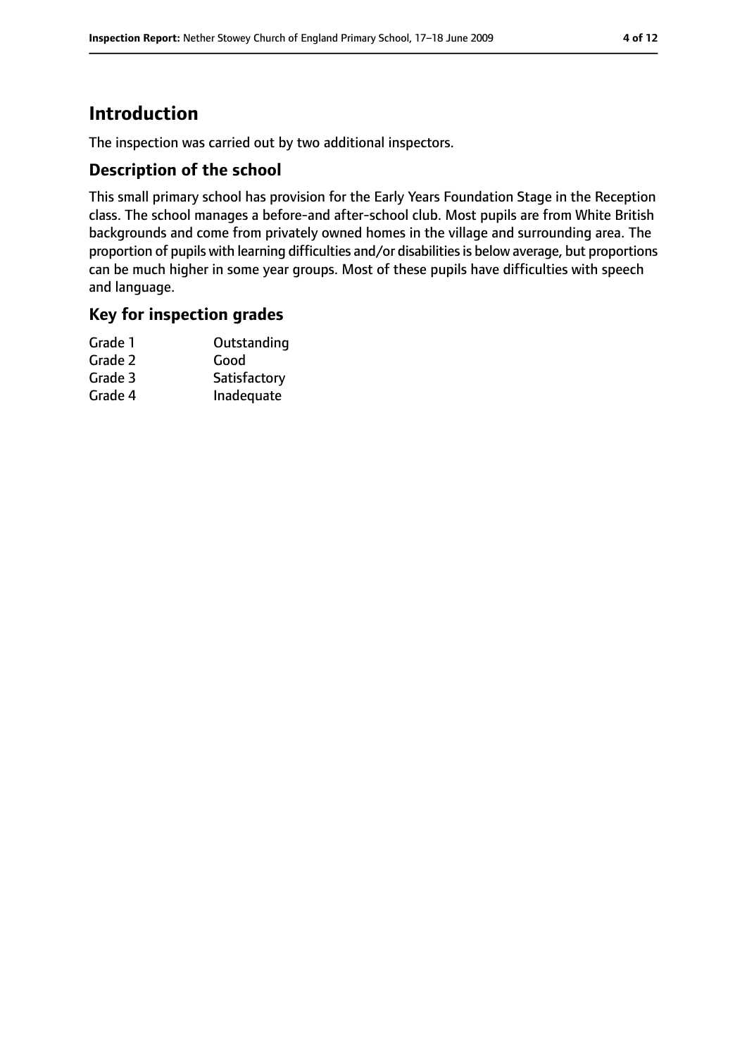# Introduction

The inspection was carried out by two additional inspectors.

## Description of the school

This small primary school has provision for the Early Years Foundation Stage in the Reception class. The school manages a before-and after-school club. Most pupils are from White British backgrounds and come from privately owned homes in the village and surrounding area. The proportion of pupils with learning difficulties and/or disabilities is below average, but proportions can be much higher in some year groups. Most of these pupils have difficulties with speech and language.

## Key for inspection grades

| | |
|---|---|
| Grade 1 | Outstanding |
| Grade 2 | Good |
| Grade 3 | Satisfactory |
| Grade 4 | Inadequate |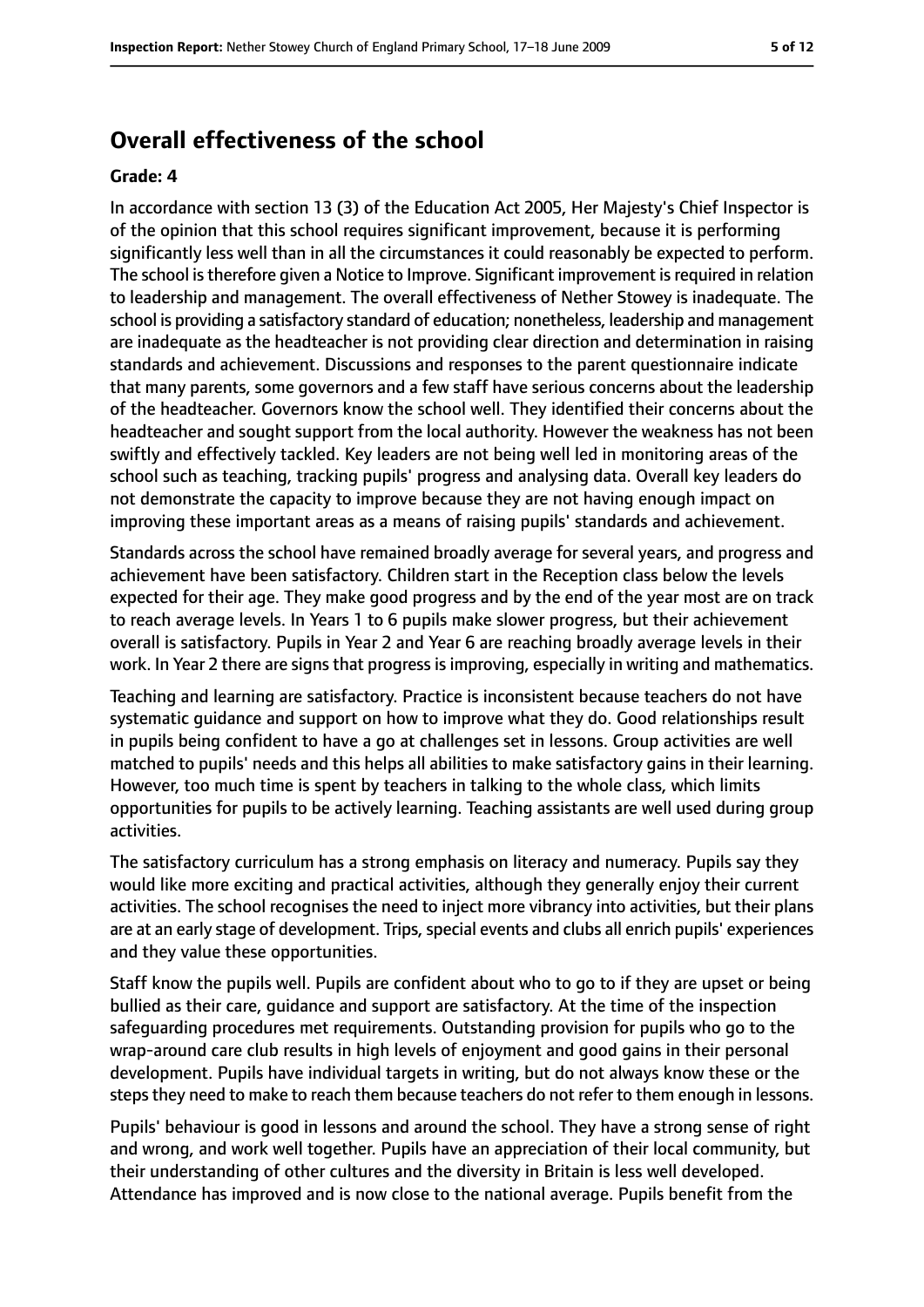## Overall effectiveness of the school

### Grade: 4

In accordance with section 13 (3) of the Education Act 2005, Her Majesty's Chief Inspector is of the opinion that this school requires significant improvement, because it is performing significantly less well than in all the circumstances it could reasonably be expected to perform. The school is therefore given a Notice to Improve. Significant improvement is required in relation to leadership and management. The overall effectiveness of Nether Stowey is inadequate. The school is providing a satisfactory standard of education; nonetheless, leadership and management are inadequate as the headteacher is not providing clear direction and determination in raising standards and achievement. Discussions and responses to the parent questionnaire indicate that many parents, some governors and a few staff have serious concerns about the leadership of the headteacher. Governors know the school well. They identified their concerns about the headteacher and sought support from the local authority. However the weakness has not been swiftly and effectively tackled. Key leaders are not being well led in monitoring areas of the school such as teaching, tracking pupils' progress and analysing data. Overall key leaders do not demonstrate the capacity to improve because they are not having enough impact on improving these important areas as a means of raising pupils' standards and achievement.

Standards across the school have remained broadly average for several years, and progress and achievement have been satisfactory. Children start in the Reception class below the levels expected for their age. They make good progress and by the end of the year most are on track to reach average levels. In Years 1 to 6 pupils make slower progress, but their achievement overall is satisfactory. Pupils in Year 2 and Year 6 are reaching broadly average levels in their work. In Year 2 there are signs that progress is improving, especially in writing and mathematics.

Teaching and learning are satisfactory. Practice is inconsistent because teachers do not have systematic guidance and support on how to improve what they do. Good relationships result in pupils being confident to have a go at challenges set in lessons. Group activities are well matched to pupils' needs and this helps all abilities to make satisfactory gains in their learning. However, too much time is spent by teachers in talking to the whole class, which limits opportunities for pupils to be actively learning. Teaching assistants are well used during group activities.

The satisfactory curriculum has a strong emphasis on literacy and numeracy. Pupils say they would like more exciting and practical activities, although they generally enjoy their current activities. The school recognises the need to inject more vibrancy into activities, but their plans are at an early stage of development. Trips, special events and clubs all enrich pupils' experiences and they value these opportunities.

Staff know the pupils well. Pupils are confident about who to go to if they are upset or being bullied as their care, guidance and support are satisfactory. At the time of the inspection safeguarding procedures met requirements. Outstanding provision for pupils who go to the wrap-around care club results in high levels of enjoyment and good gains in their personal development. Pupils have individual targets in writing, but do not always know these or the steps they need to make to reach them because teachers do not refer to them enough in lessons.

Pupils' behaviour is good in lessons and around the school. They have a strong sense of right and wrong, and work well together. Pupils have an appreciation of their local community, but their understanding of other cultures and the diversity in Britain is less well developed. Attendance has improved and is now close to the national average. Pupils benefit from the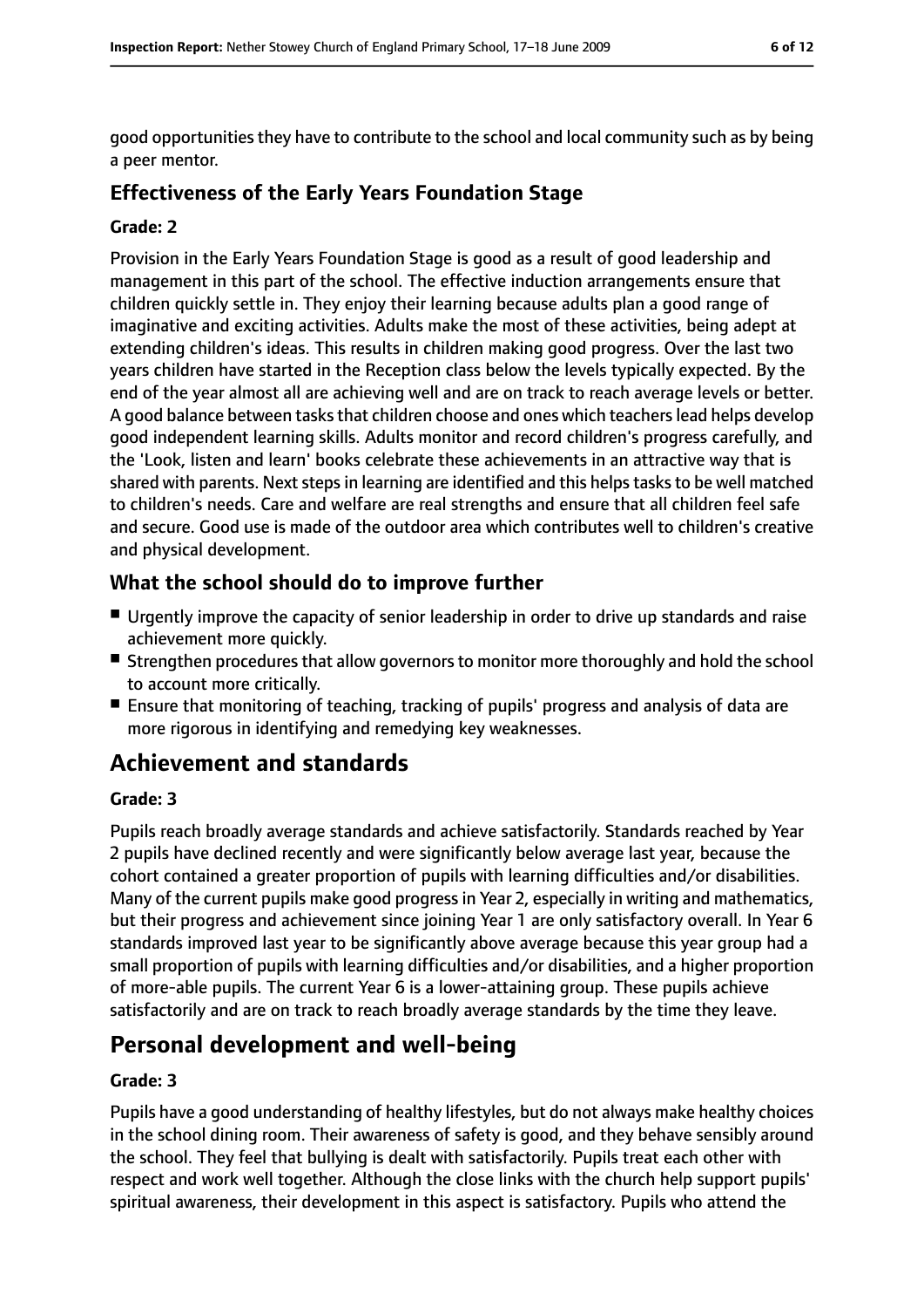good opportunities they have to contribute to the school and local community such as by being a peer mentor.

### Effectiveness of the Early Years Foundation Stage

#### Grade: 2

Provision in the Early Years Foundation Stage is good as a result of good leadership and management in this part of the school. The effective induction arrangements ensure that children quickly settle in. They enjoy their learning because adults plan a good range of imaginative and exciting activities. Adults make the most of these activities, being adept at extending children's ideas. This results in children making good progress. Over the last two years children have started in the Reception class below the levels typically expected. By the end of the year almost all are achieving well and are on track to reach average levels or better. A good balance between tasks that children choose and ones which teachers lead helps develop good independent learning skills. Adults monitor and record children's progress carefully, and the 'Look, listen and learn' books celebrate these achievements in an attractive way that is shared with parents. Next steps in learning are identified and this helps tasks to be well matched to children's needs. Care and welfare are real strengths and ensure that all children feel safe and secure. Good use is made of the outdoor area which contributes well to children's creative and physical development.

### What the school should do to improve further

- Urgently improve the capacity of senior leadership in order to drive up standards and raise achievement more quickly.
- Strengthen procedures that allow governors to monitor more thoroughly and hold the school to account more critically.
- Ensure that monitoring of teaching, tracking of pupils' progress and analysis of data are more rigorous in identifying and remedying key weaknesses.

## Achievement and standards

#### Grade: 3

Pupils reach broadly average standards and achieve satisfactorily. Standards reached by Year 2 pupils have declined recently and were significantly below average last year, because the cohort contained a greater proportion of pupils with learning difficulties and/or disabilities. Many of the current pupils make good progress in Year 2, especially in writing and mathematics, but their progress and achievement since joining Year 1 are only satisfactory overall. In Year 6 standards improved last year to be significantly above average because this year group had a small proportion of pupils with learning difficulties and/or disabilities, and a higher proportion of more-able pupils. The current Year 6 is a lower-attaining group. These pupils achieve satisfactorily and are on track to reach broadly average standards by the time they leave.

## Personal development and well-being

#### Grade: 3

Pupils have a good understanding of healthy lifestyles, but do not always make healthy choices in the school dining room. Their awareness of safety is good, and they behave sensibly around the school. They feel that bullying is dealt with satisfactorily. Pupils treat each other with respect and work well together. Although the close links with the church help support pupils' spiritual awareness, their development in this aspect is satisfactory. Pupils who attend the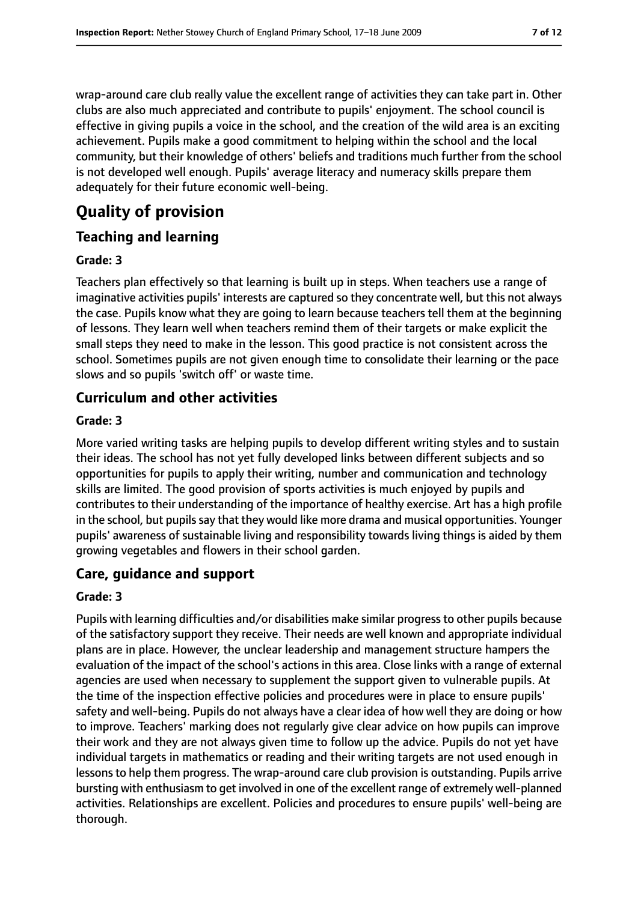wrap-around care club really value the excellent range of activities they can take part in. Other clubs are also much appreciated and contribute to pupils' enjoyment. The school council is effective in giving pupils a voice in the school, and the creation of the wild area is an exciting achievement. Pupils make a good commitment to helping within the school and the local community, but their knowledge of others' beliefs and traditions much further from the school is not developed well enough. Pupils' average literacy and numeracy skills prepare them adequately for their future economic well-being.

# Quality of provision

## Teaching and learning

### Grade: 3

Teachers plan effectively so that learning is built up in steps. When teachers use a range of imaginative activities pupils' interests are captured so they concentrate well, but this not always the case. Pupils know what they are going to learn because teachers tell them at the beginning of lessons. They learn well when teachers remind them of their targets or make explicit the small steps they need to make in the lesson. This good practice is not consistent across the school. Sometimes pupils are not given enough time to consolidate their learning or the pace slows and so pupils 'switch off' or waste time.

## Curriculum and other activities

### Grade: 3

More varied writing tasks are helping pupils to develop different writing styles and to sustain their ideas. The school has not yet fully developed links between different subjects and so opportunities for pupils to apply their writing, number and communication and technology skills are limited. The good provision of sports activities is much enjoyed by pupils and contributes to their understanding of the importance of healthy exercise. Art has a high profile in the school, but pupils say that they would like more drama and musical opportunities. Younger pupils' awareness of sustainable living and responsibility towards living things is aided by them growing vegetables and flowers in their school garden.

## Care, guidance and support

### Grade: 3

Pupils with learning difficulties and/or disabilities make similar progress to other pupils because of the satisfactory support they receive. Their needs are well known and appropriate individual plans are in place. However, the unclear leadership and management structure hampers the evaluation of the impact of the school's actions in this area. Close links with a range of external agencies are used when necessary to supplement the support given to vulnerable pupils. At the time of the inspection effective policies and procedures were in place to ensure pupils' safety and well-being. Pupils do not always have a clear idea of how well they are doing or how to improve. Teachers' marking does not regularly give clear advice on how pupils can improve their work and they are not always given time to follow up the advice. Pupils do not yet have individual targets in mathematics or reading and their writing targets are not used enough in lessons to help them progress. The wrap-around care club provision is outstanding. Pupils arrive bursting with enthusiasm to get involved in one of the excellent range of extremely well-planned activities. Relationships are excellent. Policies and procedures to ensure pupils' well-being are thorough.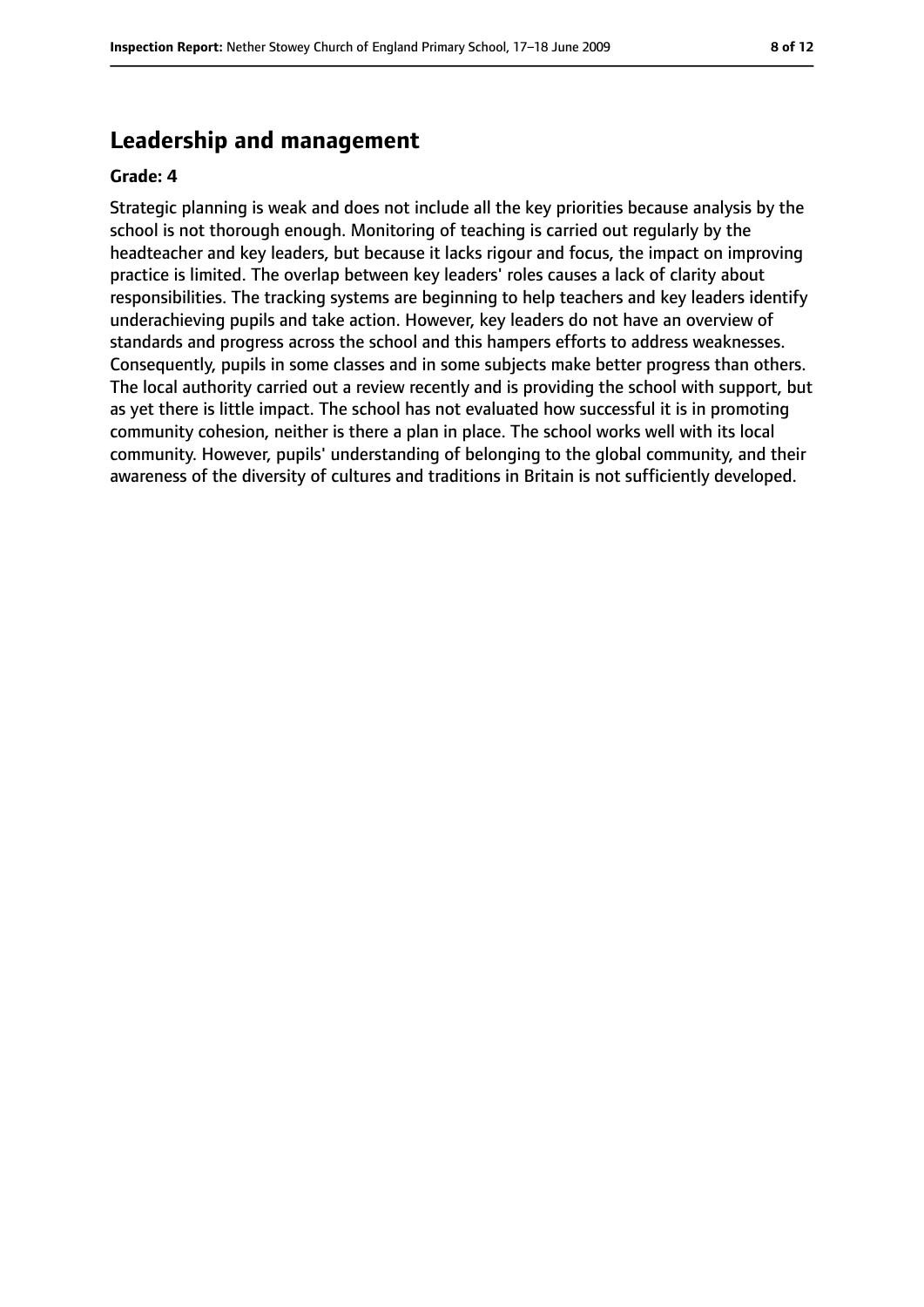## Leadership and management

**Grade: 4**

Strategic planning is weak and does not include all the key priorities because analysis by the school is not thorough enough. Monitoring of teaching is carried out regularly by the headteacher and key leaders, but because it lacks rigour and focus, the impact on improving practice is limited. The overlap between key leaders' roles causes a lack of clarity about responsibilities. The tracking systems are beginning to help teachers and key leaders identify underachieving pupils and take action. However, key leaders do not have an overview of standards and progress across the school and this hampers efforts to address weaknesses. Consequently, pupils in some classes and in some subjects make better progress than others. The local authority carried out a review recently and is providing the school with support, but as yet there is little impact. The school has not evaluated how successful it is in promoting community cohesion, neither is there a plan in place. The school works well with its local community. However, pupils' understanding of belonging to the global community, and their awareness of the diversity of cultures and traditions in Britain is not sufficiently developed.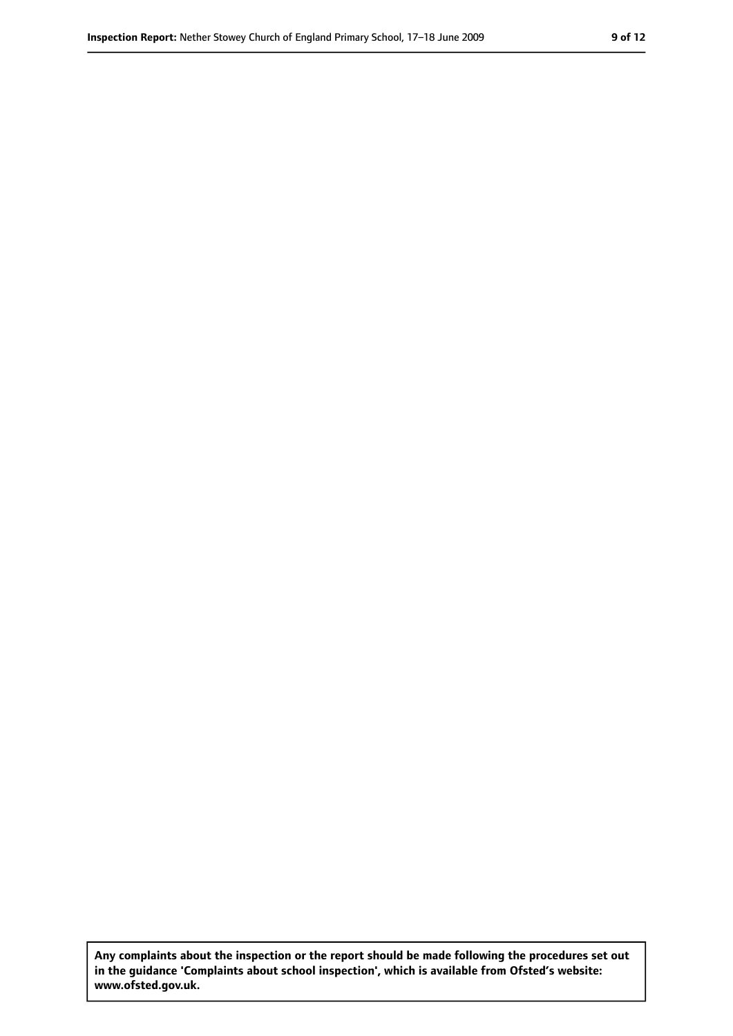**Any complaints about the inspection or the report should be made following the procedures set out in the guidance 'Complaints about school inspection', which is available from Ofsted's website: www.ofsted.gov.uk.**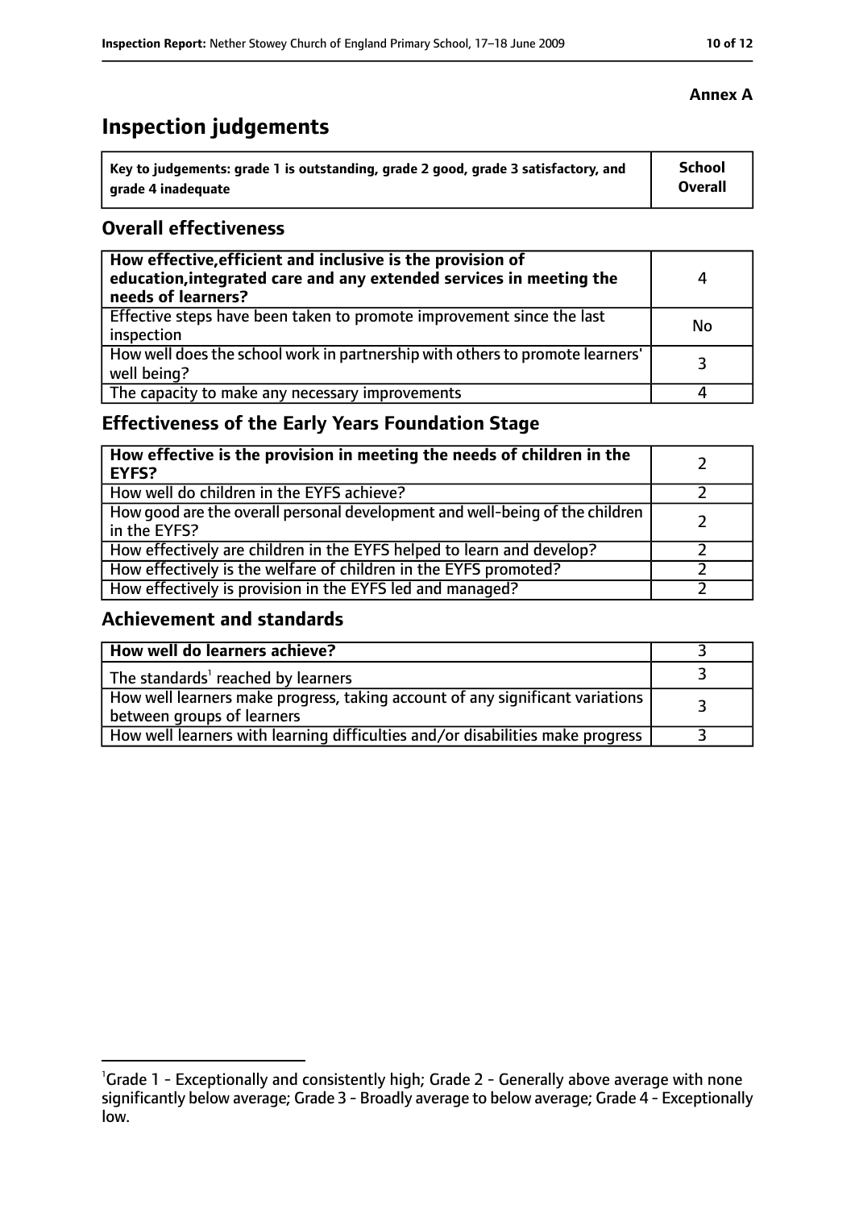**Annex A**

# Inspection judgements

| Key to judgements: grade 1 is outstanding, grade 2 good, grade 3 satisfactory, and grade 4 inadequate | School Overall |
|---|---|

## Overall effectiveness

| | |
|---|---|
| **How effective, efficient and inclusive is the provision of education, integrated care and any extended services in meeting the needs of learners?** | 4 |
| Effective steps have been taken to promote improvement since the last inspection | No |
| How well does the school work in partnership with others to promote learners' well being? | 3 |
| The capacity to make any necessary improvements | 4 |

## Effectiveness of the Early Years Foundation Stage

| | |
|---|---|
| **How effective is the provision in meeting the needs of children in the EYFS?** | 2 |
| How well do children in the EYFS achieve? | 2 |
| How good are the overall personal development and well-being of the children in the EYFS? | 2 |
| How effectively are children in the EYFS helped to learn and develop? | 2 |
| How effectively is the welfare of children in the EYFS promoted? | 2 |
| How effectively is provision in the EYFS led and managed? | 2 |

## Achievement and standards

| | |
|---|---|
| **How well do learners achieve?** | 3 |
| The standards[1] reached by learners | 3 |
| How well learners make progress, taking account of any significant variations between groups of learners | 3 |
| How well learners with learning difficulties and/or disabilities make progress | 3 |

[1]Grade 1 - Exceptionally and consistently high; Grade 2 - Generally above average with none significantly below average; Grade 3 - Broadly average to below average; Grade 4 - Exceptionally low.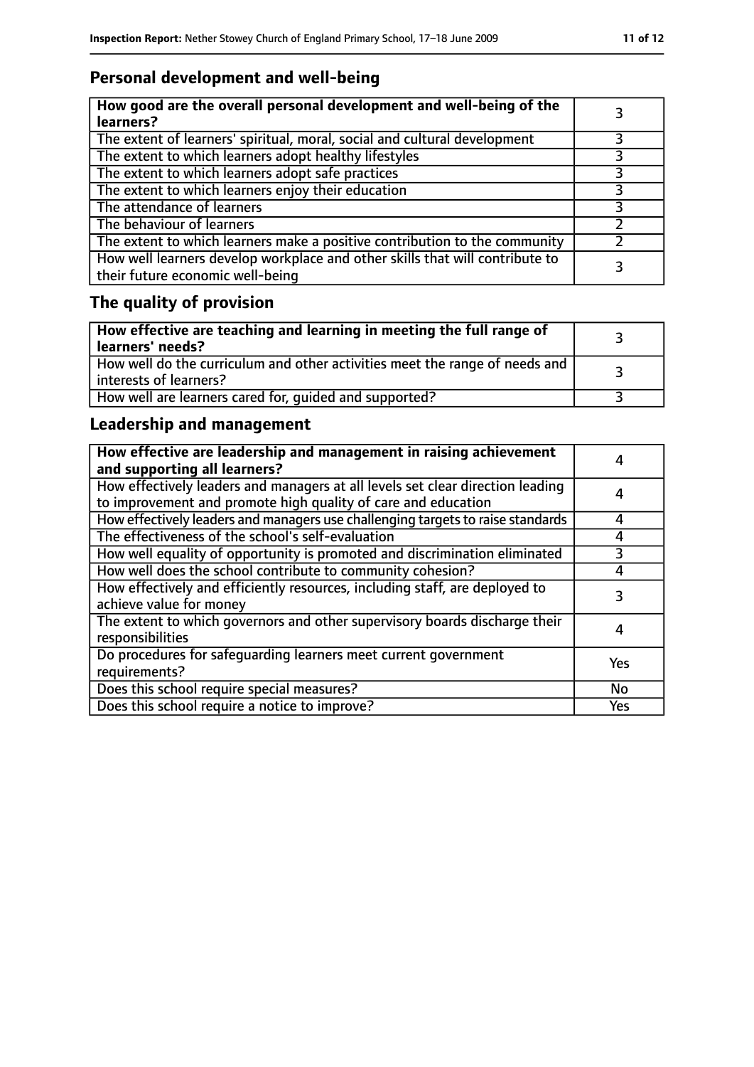## Personal development and well-being

| How good are the overall personal development and well-being of the learners? | 3 |
|---|---|
| The extent of learners' spiritual, moral, social and cultural development | 3 |
| The extent to which learners adopt healthy lifestyles | 3 |
| The extent to which learners adopt safe practices | 3 |
| The extent to which learners enjoy their education | 3 |
| The attendance of learners | 3 |
| The behaviour of learners | 2 |
| The extent to which learners make a positive contribution to the community | 2 |
| How well learners develop workplace and other skills that will contribute to their future economic well-being | 3 |

## The quality of provision

| How effective are teaching and learning in meeting the full range of learners' needs? | 3 |
|---|---|
| How well do the curriculum and other activities meet the range of needs and interests of learners? | 3 |
| How well are learners cared for, guided and supported? | 3 |

## Leadership and management

| How effective are leadership and management in raising achievement and supporting all learners? | 4 |
|---|---|
| How effectively leaders and managers at all levels set clear direction leading to improvement and promote high quality of care and education | 4 |
| How effectively leaders and managers use challenging targets to raise standards | 4 |
| The effectiveness of the school's self-evaluation | 4 |
| How well equality of opportunity is promoted and discrimination eliminated | 3 |
| How well does the school contribute to community cohesion? | 4 |
| How effectively and efficiently resources, including staff, are deployed to achieve value for money | 3 |
| The extent to which governors and other supervisory boards discharge their responsibilities | 4 |
| Do procedures for safeguarding learners meet current government requirements? | Yes |
| Does this school require special measures? | No |
| Does this school require a notice to improve? | Yes |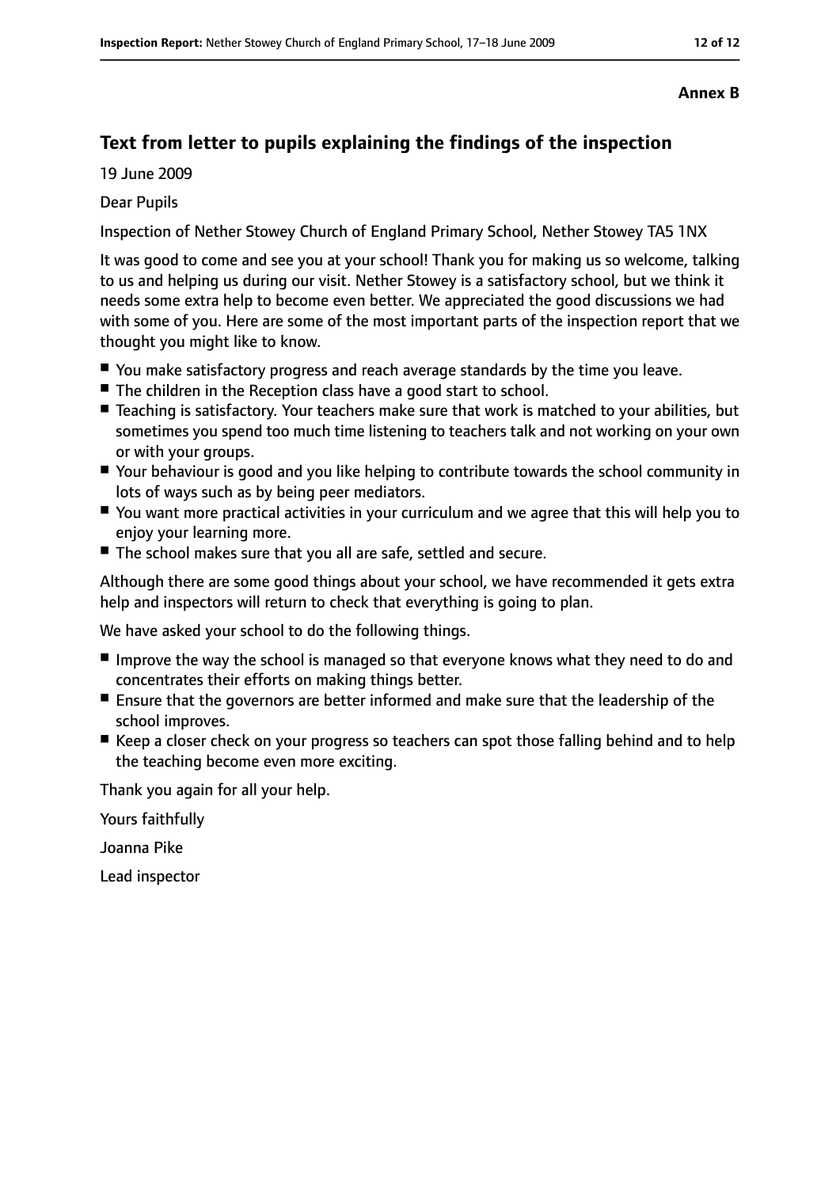**Annex B**

## Text from letter to pupils explaining the findings of the inspection

19 June 2009

Dear Pupils

Inspection of Nether Stowey Church of England Primary School, Nether Stowey TA5 1NX

It was good to come and see you at your school! Thank you for making us so welcome, talking to us and helping us during our visit. Nether Stowey is a satisfactory school, but we think it needs some extra help to become even better. We appreciated the good discussions we had with some of you. Here are some of the most important parts of the inspection report that we thought you might like to know.

- You make satisfactory progress and reach average standards by the time you leave.
- The children in the Reception class have a good start to school.
- Teaching is satisfactory. Your teachers make sure that work is matched to your abilities, but sometimes you spend too much time listening to teachers talk and not working on your own or with your groups.
- Your behaviour is good and you like helping to contribute towards the school community in lots of ways such as by being peer mediators.
- You want more practical activities in your curriculum and we agree that this will help you to enjoy your learning more.
- The school makes sure that you all are safe, settled and secure.

Although there are some good things about your school, we have recommended it gets extra help and inspectors will return to check that everything is going to plan.

We have asked your school to do the following things.

- Improve the way the school is managed so that everyone knows what they need to do and concentrates their efforts on making things better.
- Ensure that the governors are better informed and make sure that the leadership of the school improves.
- Keep a closer check on your progress so teachers can spot those falling behind and to help the teaching become even more exciting.

Thank you again for all your help.

Yours faithfully

Joanna Pike

Lead inspector